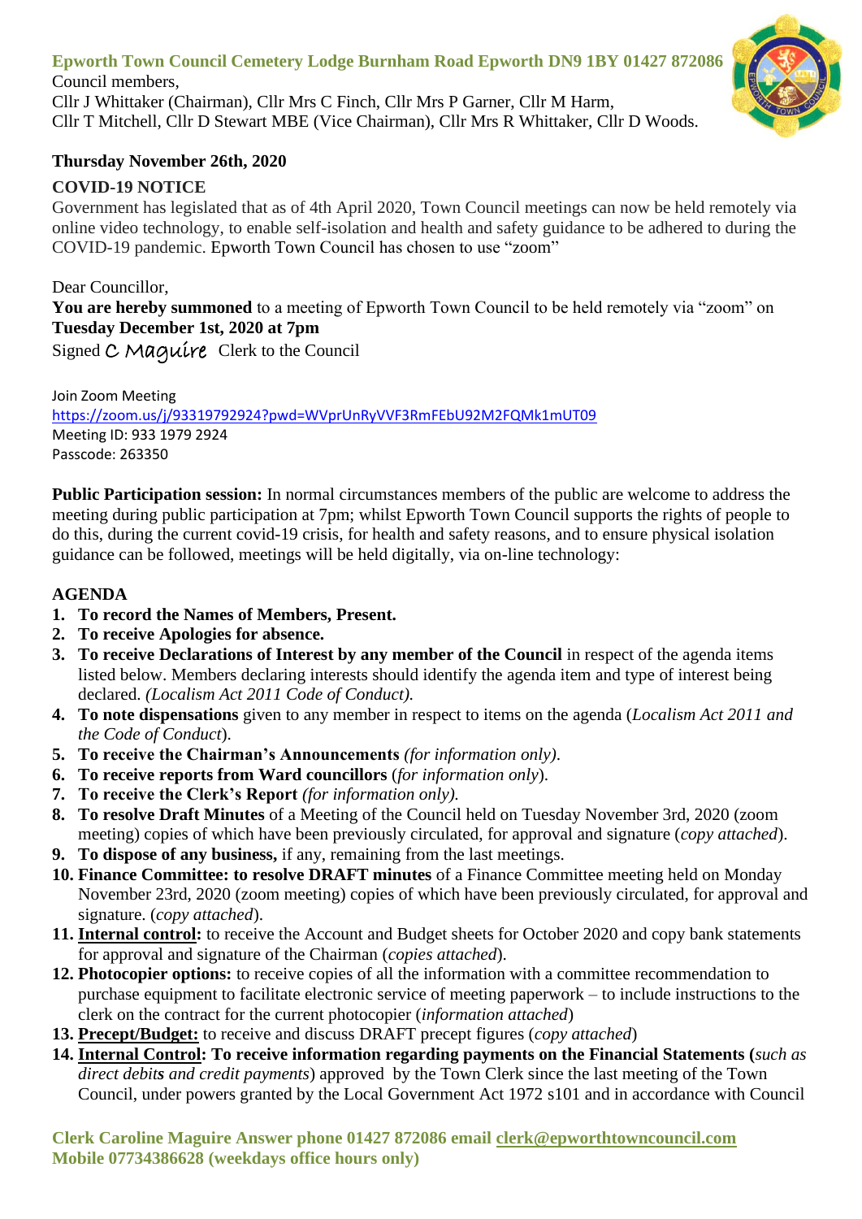**Epworth Town Council Cemetery Lodge Burnham Road Epworth DN9 1BY 01427 872086**

Council members,
Cllr J Whittaker (Chairman), Cllr Mrs C Finch, Cllr Mrs P Garner, Cllr M Harm,
Cllr T Mitchell, Cllr D Stewart MBE (Vice Chairman), Cllr Mrs R Whittaker, Cllr D Woods.

**Thursday November 26th, 2020**

**COVID-19 NOTICE**

Government has legislated that as of 4th April 2020, Town Council meetings can now be held remotely via online video technology, to enable self-isolation and health and safety guidance to be adhered to during the COVID-19 pandemic. Epworth Town Council has chosen to use "zoom"

Dear Councillor,

**You are hereby summoned** to a meeting of Epworth Town Council to be held remotely via "zoom" on **Tuesday December 1st, 2020 at 7pm**

Signed C Maguire Clerk to the Council

Join Zoom Meeting
https://zoom.us/j/93319792924?pwd=WVprUnRyVVF3RmFEbU92M2FQMk1mUT09
Meeting ID: 933 1979 2924
Passcode: 263350

**Public Participation session:** In normal circumstances members of the public are welcome to address the meeting during public participation at 7pm; whilst Epworth Town Council supports the rights of people to do this, during the current covid-19 crisis, for health and safety reasons, and to ensure physical isolation guidance can be followed, meetings will be held digitally, via on-line technology:

**AGENDA**

1. **To record the Names of Members, Present.**
2. **To receive Apologies for absence.**
3. **To receive Declarations of Interest by any member of the Council** in respect of the agenda items listed below. Members declaring interests should identify the agenda item and type of interest being declared. *(Localism Act 2011 Code of Conduct).*
4. **To note dispensations** given to any member in respect to items on the agenda (*Localism Act 2011 and the Code of Conduct*).
5. **To receive the Chairman's Announcements** *(for information only).*
6. **To receive reports from Ward councillors** (*for information only*).
7. **To receive the Clerk's Report** *(for information only).*
8. **To resolve Draft Minutes** of a Meeting of the Council held on Tuesday November 3rd, 2020 (zoom meeting) copies of which have been previously circulated, for approval and signature (*copy attached*).
9. **To dispose of any business,** if any, remaining from the last meetings.
10. **Finance Committee: to resolve DRAFT minutes** of a Finance Committee meeting held on Monday November 23rd, 2020 (zoom meeting) copies of which have been previously circulated, for approval and signature. (*copy attached*).
11. **Internal control:** to receive the Account and Budget sheets for October 2020 and copy bank statements for approval and signature of the Chairman (*copies attached*).
12. **Photocopier options:** to receive copies of all the information with a committee recommendation to purchase equipment to facilitate electronic service of meeting paperwork – to include instructions to the clerk on the contract for the current photocopier (*information attached*)
13. **Precept/Budget:** to receive and discuss DRAFT precept figures (*copy attached*)
14. **Internal Control: To receive information regarding payments on the Financial Statements (***such as direct debits and credit payments*) approved by the Town Clerk since the last meeting of the Town Council, under powers granted by the Local Government Act 1972 s101 and in accordance with Council

**Clerk Caroline Maguire Answer phone 01427 872086 email clerk@epworthtowncouncil.com**
**Mobile 07734386628 (weekdays office hours only)**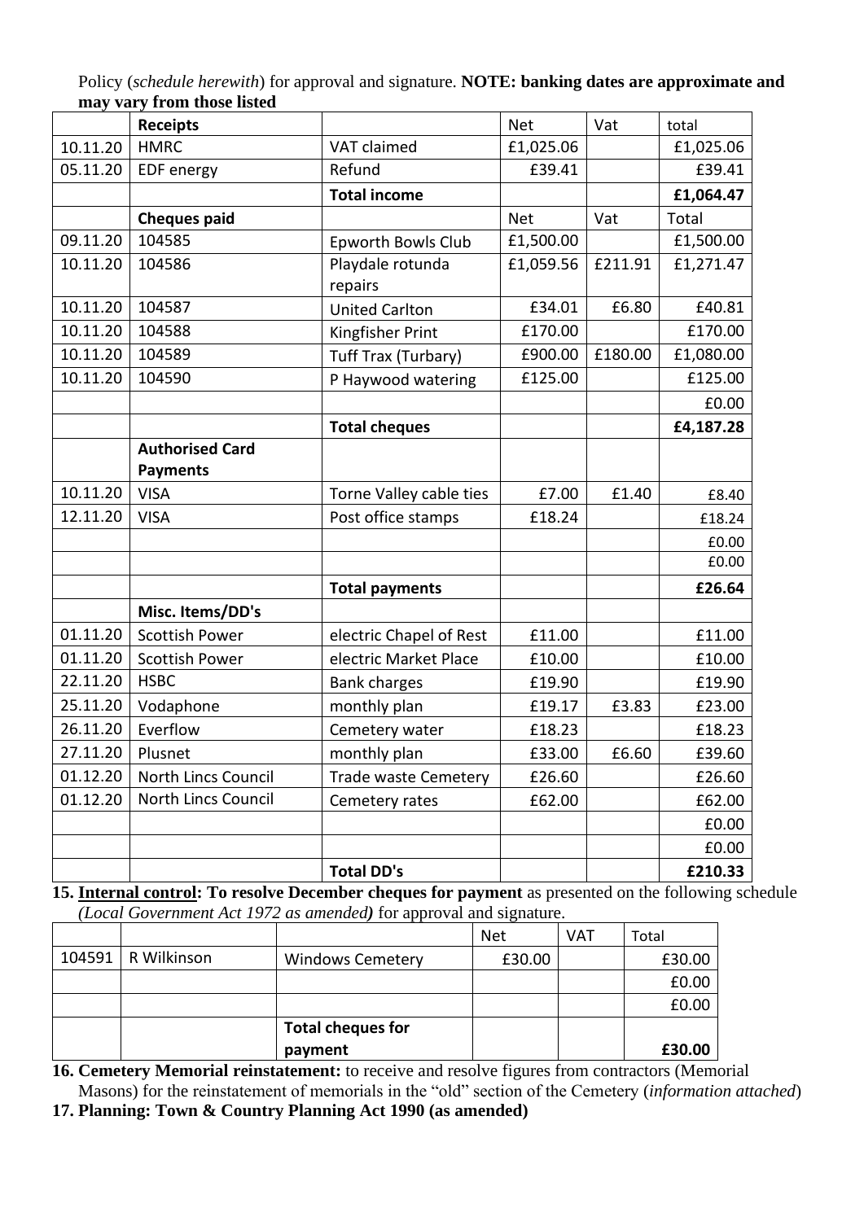Policy (*schedule herewith*) for approval and signature. **NOTE: banking dates are approximate and may vary from those listed**

| | **Receipts** | | Net | Vat | total |
|---|---|---|---|---|---|
| 10.11.20 | HMRC | VAT claimed | £1,025.06 | | £1,025.06 |
| 05.11.20 | EDF energy | Refund | £39.41 | | £39.41 |
| | | **Total income** | | | **£1,064.47** |
| | **Cheques paid** | | Net | Vat | Total |
| 09.11.20 | 104585 | Epworth Bowls Club | £1,500.00 | | £1,500.00 |
| 10.11.20 | 104586 | Playdale rotunda repairs | £1,059.56 | £211.91 | £1,271.47 |
| 10.11.20 | 104587 | United Carlton | £34.01 | £6.80 | £40.81 |
| 10.11.20 | 104588 | Kingfisher Print | £170.00 | | £170.00 |
| 10.11.20 | 104589 | Tuff Trax (Turbary) | £900.00 | £180.00 | £1,080.00 |
| 10.11.20 | 104590 | P Haywood watering | £125.00 | | £125.00 |
| | | | | | £0.00 |
| | | **Total cheques** | | | **£4,187.28** |
| | **Authorised Card Payments** | | | | |
| 10.11.20 | VISA | Torne Valley cable ties | £7.00 | £1.40 | £8.40 |
| 12.11.20 | VISA | Post office stamps | £18.24 | | £18.24 |
| | | | | | £0.00 |
| | | | | | £0.00 |
| | | **Total payments** | | | **£26.64** |
| | **Misc. Items/DD's** | | | | |
| 01.11.20 | Scottish Power | electric Chapel of Rest | £11.00 | | £11.00 |
| 01.11.20 | Scottish Power | electric Market Place | £10.00 | | £10.00 |
| 22.11.20 | HSBC | Bank charges | £19.90 | | £19.90 |
| 25.11.20 | Vodaphone | monthly plan | £19.17 | £3.83 | £23.00 |
| 26.11.20 | Everflow | Cemetery water | £18.23 | | £18.23 |
| 27.11.20 | Plusnet | monthly plan | £33.00 | £6.60 | £39.60 |
| 01.12.20 | North Lincs Council | Trade waste Cemetery | £26.60 | | £26.60 |
| 01.12.20 | North Lincs Council | Cemetery rates | £62.00 | | £62.00 |
| | | | | | £0.00 |
| | | | | | £0.00 |
| | | **Total DD's** | | | **£210.33** |

**15. Internal control: To resolve December cheques for payment** as presented on the following schedule *(Local Government Act 1972 as amended)* for approval and signature.

| | | | Net | VAT | Total |
|---|---|---|---|---|---|
| 104591 | R Wilkinson | Windows Cemetery | £30.00 | | £30.00 |
| | | | | | £0.00 |
| | | | | | £0.00 |
| | | **Total cheques for payment** | | | **£30.00** |

**16. Cemetery Memorial reinstatement:** to receive and resolve figures from contractors (Memorial Masons) for the reinstatement of memorials in the "old" section of the Cemetery (*information attached*)

**17. Planning: Town & Country Planning Act 1990 (as amended)**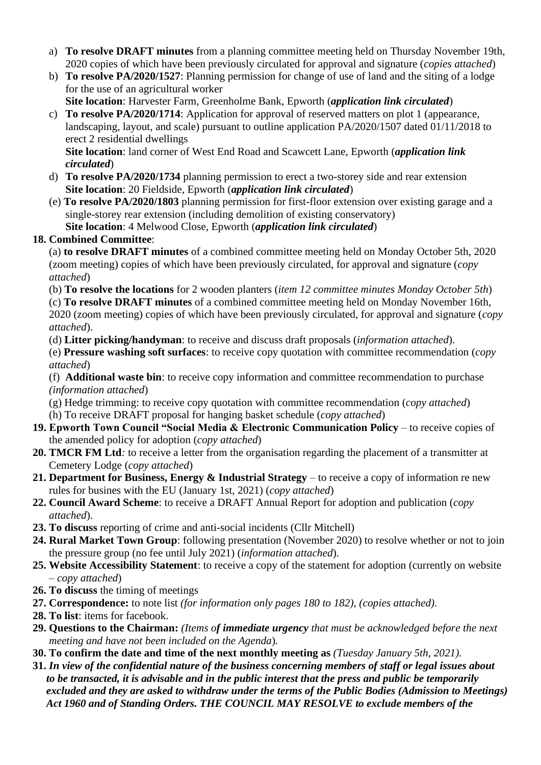a) **To resolve DRAFT minutes** from a planning committee meeting held on Thursday November 19th, 2020 copies of which have been previously circulated for approval and signature (*copies attached*)
b) **To resolve PA/2020/1527**: Planning permission for change of use of land and the siting of a lodge for the use of an agricultural worker
   **Site location**: Harvester Farm, Greenholme Bank, Epworth (***application link circulated***)
c) **To resolve PA/2020/1714**: Application for approval of reserved matters on plot 1 (appearance, landscaping, layout, and scale) pursuant to outline application PA/2020/1507 dated 01/11/2018 to erect 2 residential dwellings
   **Site location**: land corner of West End Road and Scawcett Lane, Epworth (***application link circulated***)
d) **To resolve PA/2020/1734** planning permission to erect a two-storey side and rear extension
   **Site location**: 20 Fieldside, Epworth (***application link circulated***)
(e) **To resolve PA/2020/1803** planning permission for first-floor extension over existing garage and a single-storey rear extension (including demolition of existing conservatory)
   **Site location**: 4 Melwood Close, Epworth (***application link circulated***)

**18. Combined Committee**:

(a) **to resolve DRAFT minutes** of a combined committee meeting held on Monday October 5th, 2020 (zoom meeting) copies of which have been previously circulated, for approval and signature (*copy attached*)

(b) **To resolve the locations** for 2 wooden planters (*item 12 committee minutes Monday October 5th*)

(c) **To resolve DRAFT minutes** of a combined committee meeting held on Monday November 16th, 2020 (zoom meeting) copies of which have been previously circulated, for approval and signature (*copy attached*).

(d) **Litter picking/handyman**: to receive and discuss draft proposals (*information attached*).

(e) **Pressure washing soft surfaces**: to receive copy quotation with committee recommendation (*copy attached*)

(f) **Additional waste bin**: to receive copy information and committee recommendation to purchase *(information attached*)

(g) Hedge trimming: to receive copy quotation with committee recommendation (*copy attached*)

(h) To receive DRAFT proposal for hanging basket schedule (*copy attached*)

**19. Epworth Town Council "Social Media & Electronic Communication Policy** – to receive copies of the amended policy for adoption (*copy attached*)

**20. TMCR FM Ltd***:* to receive a letter from the organisation regarding the placement of a transmitter at Cemetery Lodge (*copy attached*)

**21. Department for Business, Energy & Industrial Strategy** – to receive a copy of information re new rules for busines with the EU (January 1st, 2021) (*copy attached*)

**22. Council Award Scheme**: to receive a DRAFT Annual Report for adoption and publication (*copy attached*).

**23. To discuss** reporting of crime and anti-social incidents (Cllr Mitchell)

**24. Rural Market Town Group**: following presentation (November 2020) to resolve whether or not to join the pressure group (no fee until July 2021) (*information attached*).

**25. Website Accessibility Statement**: to receive a copy of the statement for adoption (currently on website – *copy attached*)

**26. To discuss** the timing of meetings

**27. Correspondence:** to note list *(for information only pages 180 to 182), (copies attached).*

**28. To list**: items for facebook.

**29. Questions to the Chairman:** *(Items o**f immediate urgency** that must be acknowledged before the next meeting and have not been included on the Agenda*)*.*

**30. To confirm the date and time of the next monthly meeting as** *(Tuesday January 5th, 2021).*

**31.** ***In view of the confidential nature of the business concerning members of staff or legal issues about to be transacted, it is advisable and in the public interest that the press and public be temporarily excluded and they are asked to withdraw under the terms of the Public Bodies (Admission to Meetings) Act 1960 and of Standing Orders. THE COUNCIL MAY RESOLVE to exclude members of the***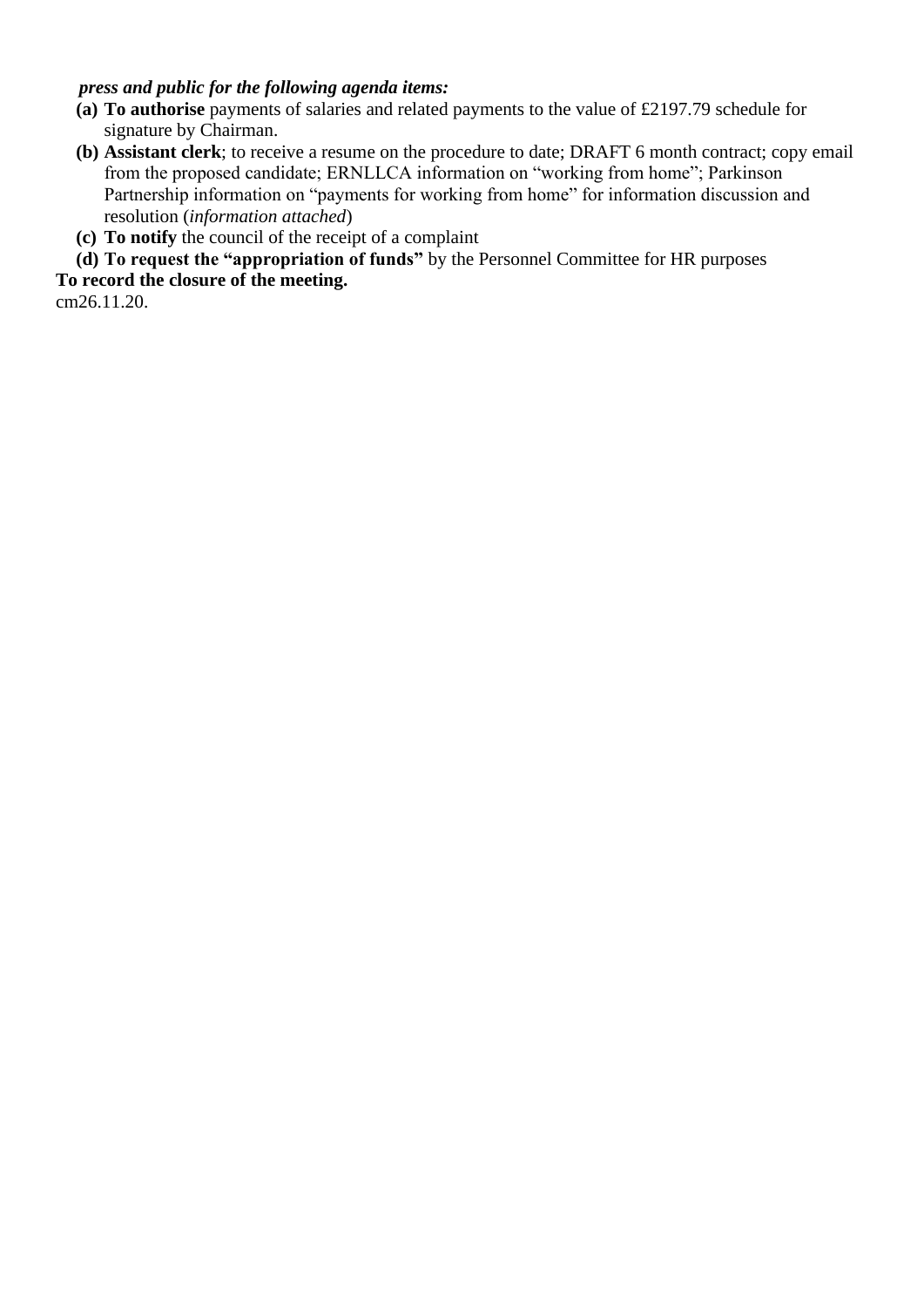*press and public for the following agenda items:*

- **(a) To authorise** payments of salaries and related payments to the value of £2197.79 schedule for signature by Chairman.
- **(b) Assistant clerk**; to receive a resume on the procedure to date; DRAFT 6 month contract; copy email from the proposed candidate; ERNLLCA information on "working from home"; Parkinson Partnership information on "payments for working from home" for information discussion and resolution (*information attached*)
- **(c) To notify** the council of the receipt of a complaint
- **(d) To request the "appropriation of funds"** by the Personnel Committee for HR purposes

**To record the closure of the meeting.**

cm26.11.20.